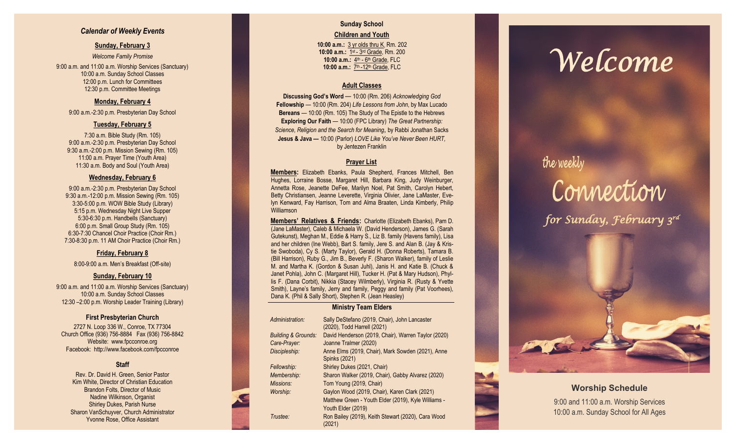### *Calendar of Weekly Events*

**Sunday, February 3**

*Welcome Family Promise*

9:00 a.m. and 11:00 a.m. Worship Services (Sanctuary)
10:00 a.m. Sunday School Classes
12:00 p.m. Lunch for Committees
12:30 p.m. Committee Meetings

**Monday, February 4**

9:00 a.m.-2:30 p.m. Presbyterian Day School

**Tuesday, February 5**

7:30 a.m. Bible Study (Rm. 105)
9:00 a.m.-2:30 p.m. Presbyterian Day School
9:30 a.m.-2:00 p.m. Mission Sewing (Rm. 105)
11:00 a.m. Prayer Time (Youth Area)
11:30 a.m. Body and Soul (Youth Area)

**Wednesday, February 6**

9:00 a.m.-2:30 p.m. Presbyterian Day School
9:30 a.m.-12:00 p.m. Mission Sewing (Rm. 105)
3:30-5:00 p.m. WOW Bible Study (Library)
5:15 p.m. Wednesday Night Live Supper
5:30-6:30 p.m. Handbells (Sanctuary)
6:00 p.m. Small Group Study (Rm. 105)
6:30-7:30 Chancel Choir Practice (Choir Rm.)
7:30-8:30 p.m. 11 AM Choir Practice (Choir Rm.)

**Friday, February 8**

8:00-9:00 a.m. Men's Breakfast (Off-site)

**Sunday, February 10**

9:00 a.m. and 11:00 a.m. Worship Services (Sanctuary)
10:00 a.m. Sunday School Classes
12:30 –2:00 p.m. Worship Leader Training (Library)

### First Presbyterian Church

2727 N. Loop 336 W., Conroe, TX 77304
Church Office (936) 756-8884 Fax (936) 756-8842
Website: www.fpcconroe.org
Facebook: http://www.facebook.com/fpcconroe

### Staff

Rev. Dr. David H. Green, Senior Pastor
Kim White, Director of Christian Education
Brandon Folts, Director of Music
Nadine Wilkinson, Organist
Shirley Dukes, Parish Nurse
Sharon VanSchuyver, Church Administrator
Yvonne Rose, Office Assistant

## Sunday School

**Children and Youth**

**10:00 a.m.:** 3 yr olds thru K, Rm. 202
**10:00 a.m.:** 1st - 3rd Grade, Rm. 200
**10:00 a.m.:** 4th - 6th Grade, FLC
**10:00 a.m.:** 7th -12th Grade, FLC

**Adult Classes**

**Discussing God's Word** — 10:00 (Rm. 206) *Acknowledging God*
**Fellowship** — 10:00 (Rm. 204) *Life Lessons from John*, by Max Lucado
**Bereans** — 10:00 (Rm. 105) The Study of The Epistle to the Hebrews
**Exploring Our Faith** — 10:00 (FPC Library) *The Great Partnership: Science, Religion and the Search for Meaning*, by Rabbi Jonathan Sacks
**Jesus & Java —** 10:00 (Parlor) *LOVE Like You've Never Been HURT,* by Jentezen Franklin

## Prayer List

**Members:** Elizabeth Ebanks, Paula Shepherd, Frances Mitchell, Ben Hughes, Lorraine Bosse, Margaret Hill, Barbara King, Judy Weinburger, Annetta Rose, Jeanette DeFee, Marilyn Noel, Pat Smith, Carolyn Hebert, Betty Christiansen, Jeanne Leverette, Virginia Olivier, Jane LaMaster, Evelyn Kenward, Fay Harrison, Tom and Alma Braaten, Linda Kimberly, Philip Williamson

**Members' Relatives & Friends:** Charlotte (Elizabeth Ebanks), Pam D. (Jane LaMaster), Caleb & Michaela W. (David Henderson), James G. (Sarah Gutekunst), Meghan M., Eddie & Harry S., Liz B. family (Havens family), Lisa and her children (Ine Webb), Bart S. family, Jere S. and Alan B. (Jay & Kristie Swoboda), Cy S. (Marty Taylor), Gerald H. (Donna Roberts), Tamara B. (Bill Harrison), Ruby G., Jim B., Beverly F. (Sharon Walker), family of Leslie M. and Martha K. (Gordon & Susan Juhl), Janis H. and Katie B. (Chuck & Janet Pohla), John C. (Margaret Hill), Tucker H. (Pat & Mary Hudson), Phyllis F. (Dana Corbit), Nikkia (Stacey Wilmberly), Virginia R. (Rusty & Yvette Smith), Layne's family, Jerry and family, Peggy and family (Pat Voorhees), Dana K. (Phil & Sally Short), Stephen R. (Jean Heasley)

## Ministry Team Elders

| | |
|---|---|
| *Administration:* | Sally DeStefano (2019, Chair), John Lancaster (2020), Todd Harrell (2021) |
| *Building & Grounds:* | David Henderson (2019, Chair), Warren Taylor (2020) |
| *Care-Prayer:* | Joanne Tralmer (2020) |
| *Discipleship:* | Anne Elms (2019, Chair), Mark Sowden (2021), Anne Spinks (2021) |
| *Fellowship:* | Shirley Dukes (2021, Chair) |
| *Membership:* | Sharon Walker (2019, Chair), Gabby Alvarez (2020) |
| *Missions:* | Tom Young (2019, Chair) |
| *Worship:* | Gaylon Wood (2019, Chair), Karen Clark (2021) Matthew Green - Youth Elder (2019), Kyle Williams - Youth Elder (2019) |
| *Trustee:* | Ron Bailey (2019), Keith Stewart (2020), Cara Wood (2021) |

# Welcome

## the weekly Connection

*for Sunday, February 3rd*

### Worship Schedule

9:00 and 11:00 a.m. Worship Services
10:00 a.m. Sunday School for All Ages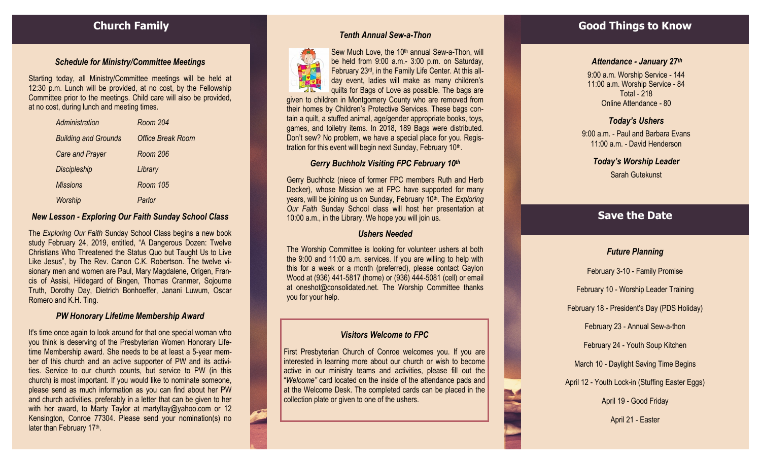## Church Family

### *Schedule for Ministry/Committee Meetings*

Starting today, all Ministry/Committee meetings will be held at 12:30 p.m. Lunch will be provided, at no cost, by the Fellowship Committee prior to the meetings. Child care will also be provided, at no cost, during lunch and meeting times.

| | |
|---|---|
| *Administration* | *Room 204* |
| *Building and Grounds* | *Office Break Room* |
| *Care and Prayer* | *Room 206* |
| *Discipleship* | *Library* |
| *Missions* | *Room 105* |
| *Worship* | *Parlor* |

### *New Lesson - Exploring Our Faith Sunday School Class*

The *Exploring Our Faith* Sunday School Class begins a new book study February 24, 2019, entitled, "A Dangerous Dozen: Twelve Christians Who Threatened the Status Quo but Taught Us to Live Like Jesus", by The Rev. Canon C.K. Robertson. The twelve visionary men and women are Paul, Mary Magdalene, Origen, Francis of Assisi, Hildegard of Bingen, Thomas Cranmer, Sojourne Truth, Dorothy Day, Dietrich Bonhoeffer, Janani Luwum, Oscar Romero and K.H. Ting.

### *PW Honorary Lifetime Membership Award*

It's time once again to look around for that one special woman who you think is deserving of the Presbyterian Women Honorary Lifetime Membership award. She needs to be at least a 5-year member of this church and an active supporter of PW and its activities. Service to our church counts, but service to PW (in this church) is most important. If you would like to nominate someone, please send as much information as you can find about her PW and church activities, preferably in a letter that can be given to her with her award, to Marty Taylor at martyltay@yahoo.com or 12 Kensington, Conroe 77304. Please send your nomination(s) no later than February 17th.

### *Tenth Annual Sew-a-Thon*

Sew Much Love, the 10th annual Sew-a-Thon, will be held from 9:00 a.m.- 3:00 p.m. on Saturday, February 23rd, in the Family Life Center. At this all-day event, ladies will make as many children's quilts for Bags of Love as possible. The bags are given to children in Montgomery County who are removed from their homes by Children's Protective Services. These bags contain a quilt, a stuffed animal, age/gender appropriate books, toys, games, and toiletry items. In 2018, 189 Bags were distributed. Don't sew? No problem, we have a special place for you. Registration for this event will begin next Sunday, February 10th.

### *Gerry Buchholz Visiting FPC February 10th*

Gerry Buchholz (niece of former FPC members Ruth and Herb Decker), whose Mission we at FPC have supported for many years, will be joining us on Sunday, February 10th. The *Exploring Our Faith* Sunday School class will host her presentation at 10:00 a.m., in the Library. We hope you will join us.

### *Ushers Needed*

The Worship Committee is looking for volunteer ushers at both the 9:00 and 11:00 a.m. services. If you are willing to help with this for a week or a month (preferred), please contact Gaylon Wood at (936) 441-5817 (home) or (936) 444-5081 (cell) or email at oneshot@consolidated.net. The Worship Committee thanks you for your help.

### *Visitors Welcome to FPC*

First Presbyterian Church of Conroe welcomes you. If you are interested in learning more about our church or wish to become active in our ministry teams and activities, please fill out the "*Welcome"* card located on the inside of the attendance pads and at the Welcome Desk. The completed cards can be placed in the collection plate or given to one of the ushers.

## Good Things to Know

### *Attendance - January 27th*

9:00 a.m. Worship Service - 144
11:00 a.m. Worship Service - 84
Total - 218
Online Attendance - 80

### *Today's Ushers*

9:00 a.m. - Paul and Barbara Evans
11:00 a.m. - David Henderson

### *Today's Worship Leader*

Sarah Gutekunst

## Save the Date

### *Future Planning*

February 3-10 - Family Promise

February 10 - Worship Leader Training

February 18 - President's Day (PDS Holiday)

February 23 - Annual Sew-a-thon

February 24 - Youth Soup Kitchen

March 10 - Daylight Saving Time Begins

April 12 - Youth Lock-in (Stuffing Easter Eggs)

April 19 - Good Friday

April 21 - Easter